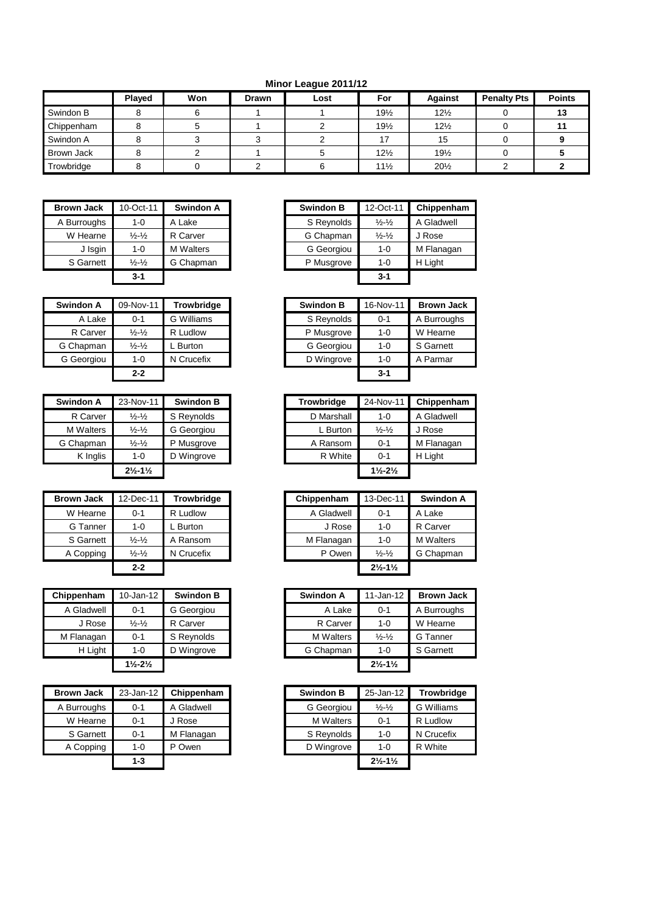## Minor League 2011/12

| | Played | Won | Drawn | Lost | For | Against | Penalty Pts | Points |
|---|---|---|---|---|---|---|---|---|
| Swindon B | 8 | 6 | 1 | 1 | 19½ | 12½ | 0 | **13** |
| Chippenham | 8 | 5 | 1 | 2 | 19½ | 12½ | 0 | **11** |
| Swindon A | 8 | 3 | 3 | 2 | 17 | 15 | 0 | **9** |
| Brown Jack | 8 | 2 | 1 | 5 | 12½ | 19½ | 0 | **5** |
| Trowbridge | 8 | 0 | 2 | 6 | 11½ | 20½ | 2 | **2** |

| Brown Jack | 10-Oct-11 | Swindon A |
|---|---|---|
| A Burroughs | 1-0 | A Lake |
| W Hearne | ½-½ | R Carver |
| J Isgin | 1-0 | M Walters |
| S Garnett | ½-½ | G Chapman |
| | **3-1** | |

| Swindon B | 12-Oct-11 | Chippenham |
|---|---|---|
| S Reynolds | ½-½ | A Gladwell |
| G Chapman | ½-½ | J Rose |
| G Georgiou | 1-0 | M Flanagan |
| P Musgrove | 1-0 | H Light |
| | **3-1** | |

| Swindon A | 09-Nov-11 | Trowbridge |
|---|---|---|
| A Lake | 0-1 | G Williams |
| R Carver | ½-½ | R Ludlow |
| G Chapman | ½-½ | L Burton |
| G Georgiou | 1-0 | N Crucefix |
| | **2-2** | |

| Swindon B | 16-Nov-11 | Brown Jack |
|---|---|---|
| S Reynolds | 0-1 | A Burroughs |
| P Musgrove | 1-0 | W Hearne |
| G Georgiou | 1-0 | S Garnett |
| D Wingrove | 1-0 | A Parmar |
| | **3-1** | |

| Swindon A | 23-Nov-11 | Swindon B |
|---|---|---|
| R Carver | ½-½ | S Reynolds |
| M Walters | ½-½ | G Georgiou |
| G Chapman | ½-½ | P Musgrove |
| K Inglis | 1-0 | D Wingrove |
| | **2½-1½** | |

| Trowbridge | 24-Nov-11 | Chippenham |
|---|---|---|
| D Marshall | 1-0 | A Gladwell |
| L Burton | ½-½ | J Rose |
| A Ransom | 0-1 | M Flanagan |
| R White | 0-1 | H Light |
| | **1½-2½** | |

| Brown Jack | 12-Dec-11 | Trowbridge |
|---|---|---|
| W Hearne | 0-1 | R Ludlow |
| G Tanner | 1-0 | L Burton |
| S Garnett | ½-½ | A Ransom |
| A Copping | ½-½ | N Crucefix |
| | **2-2** | |

| Chippenham | 13-Dec-11 | Swindon A |
|---|---|---|
| A Gladwell | 0-1 | A Lake |
| J Rose | 1-0 | R Carver |
| M Flanagan | 1-0 | M Walters |
| P Owen | ½-½ | G Chapman |
| | **2½-1½** | |

| Chippenham | 10-Jan-12 | Swindon B |
|---|---|---|
| A Gladwell | 0-1 | G Georgiou |
| J Rose | ½-½ | R Carver |
| M Flanagan | 0-1 | S Reynolds |
| H Light | 1-0 | D Wingrove |
| | **1½-2½** | |

| Swindon A | 11-Jan-12 | Brown Jack |
|---|---|---|
| A Lake | 0-1 | A Burroughs |
| R Carver | 1-0 | W Hearne |
| M Walters | ½-½ | G Tanner |
| G Chapman | 1-0 | S Garnett |
| | **2½-1½** | |

| Brown Jack | 23-Jan-12 | Chippenham |
|---|---|---|
| A Burroughs | 0-1 | A Gladwell |
| W Hearne | 0-1 | J Rose |
| S Garnett | 0-1 | M Flanagan |
| A Copping | 1-0 | P Owen |
| | **1-3** | |

| Swindon B | 25-Jan-12 | Trowbridge |
|---|---|---|
| G Georgiou | ½-½ | G Williams |
| M Walters | 0-1 | R Ludlow |
| S Reynolds | 1-0 | N Crucefix |
| D Wingrove | 1-0 | R White |
| | **2½-1½** | |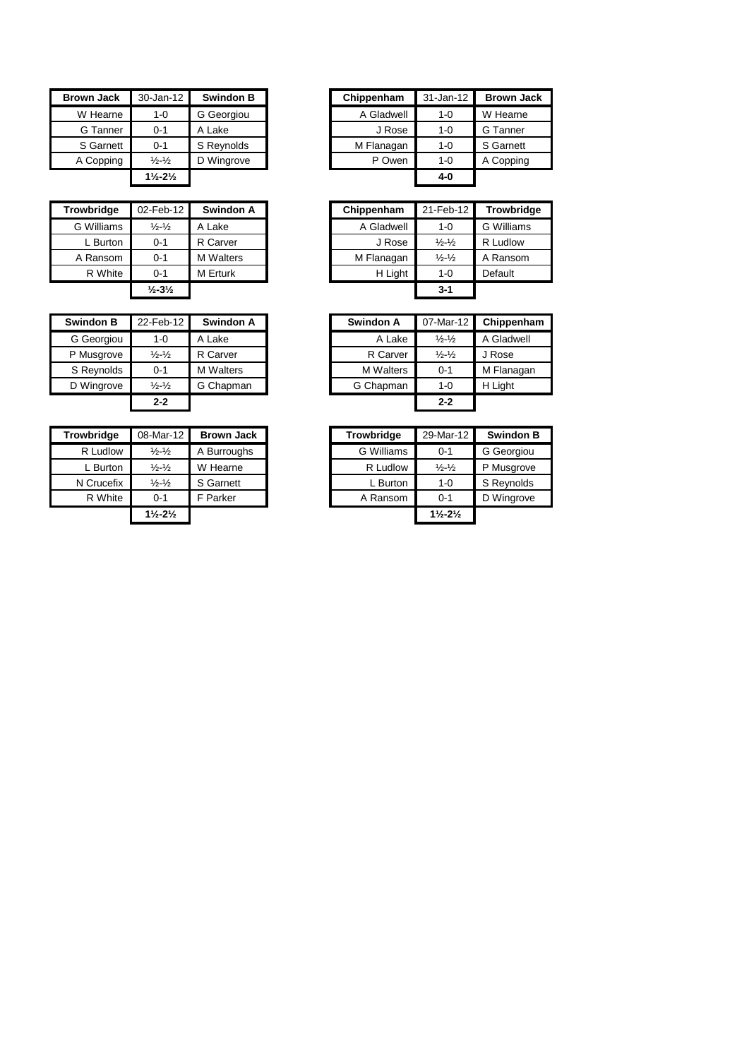| Brown Jack | 30-Jan-12 | Swindon B |
| --- | --- | --- |
| W Hearne | 1-0 | G Georgiou |
| G Tanner | 0-1 | A Lake |
| S Garnett | 0-1 | S Reynolds |
| A Copping | ½-½ | D Wingrove |
| | **1½-2½** | |

| Chippenham | 31-Jan-12 | Brown Jack |
| --- | --- | --- |
| A Gladwell | 1-0 | W Hearne |
| J Rose | 1-0 | G Tanner |
| M Flanagan | 1-0 | S Garnett |
| P Owen | 1-0 | A Copping |
| | **4-0** | |

| Trowbridge | 02-Feb-12 | Swindon A |
| --- | --- | --- |
| G Williams | ½-½ | A Lake |
| L Burton | 0-1 | R Carver |
| A Ransom | 0-1 | M Walters |
| R White | 0-1 | M Erturk |
| | **½-3½** | |

| Chippenham | 21-Feb-12 | Trowbridge |
| --- | --- | --- |
| A Gladwell | 1-0 | G Williams |
| J Rose | ½-½ | R Ludlow |
| M Flanagan | ½-½ | A Ransom |
| H Light | 1-0 | Default |
| | **3-1** | |

| Swindon B | 22-Feb-12 | Swindon A |
| --- | --- | --- |
| G Georgiou | 1-0 | A Lake |
| P Musgrove | ½-½ | R Carver |
| S Reynolds | 0-1 | M Walters |
| D Wingrove | ½-½ | G Chapman |
| | **2-2** | |

| Swindon A | 07-Mar-12 | Chippenham |
| --- | --- | --- |
| A Lake | ½-½ | A Gladwell |
| R Carver | ½-½ | J Rose |
| M Walters | 0-1 | M Flanagan |
| G Chapman | 1-0 | H Light |
| | **2-2** | |

| Trowbridge | 08-Mar-12 | Brown Jack |
| --- | --- | --- |
| R Ludlow | ½-½ | A Burroughs |
| L Burton | ½-½ | W Hearne |
| N Crucefix | ½-½ | S Garnett |
| R White | 0-1 | F Parker |
| | **1½-2½** | |

| Trowbridge | 29-Mar-12 | Swindon B |
| --- | --- | --- |
| G Williams | 0-1 | G Georgiou |
| R Ludlow | ½-½ | P Musgrove |
| L Burton | 1-0 | S Reynolds |
| A Ransom | 0-1 | D Wingrove |
| | **1½-2½** | |